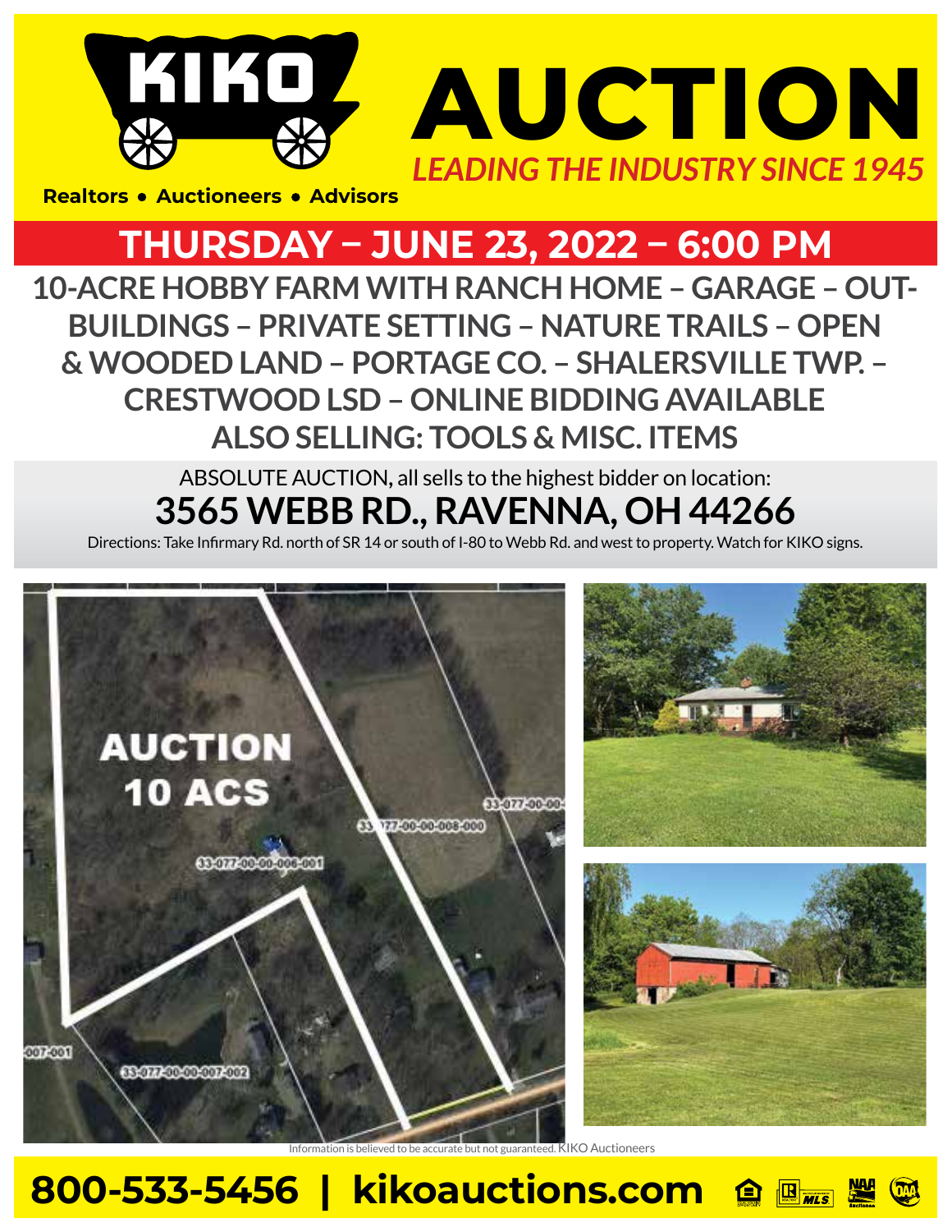# KIKO AUCTION

*LEADING THE INDUSTRY SINCE 1945*

Realtors • Auctioneers • Advisors

## THURSDAY – JUNE 23, 2022 – 6:00 PM

**10-ACRE HOBBY FARM WITH RANCH HOME – GARAGE – OUT-BUILDINGS – PRIVATE SETTING – NATURE TRAILS – OPEN & WOODED LAND – PORTAGE CO. – SHALERSVILLE TWP. – CRESTWOOD LSD – ONLINE BIDDING AVAILABLE**

**ALSO SELLING: TOOLS & MISC. ITEMS**

ABSOLUTE AUCTION, all sells to the highest bidder on location:

## 3565 WEBB RD., RAVENNA, OH 44266

Directions: Take Infirmary Rd. north of SR 14 or south of I-80 to Webb Rd. and west to property. Watch for KIKO signs.

AUCTION 10 ACS

33-077-00-00-006-001

33-077-00-00-008-000

33-077-00-00-

33-077-00-00-007-002

007-001

Information is believed to be accurate but not guaranteed. KIKO Auctioneers

**800-533-5456 | kikoauctions.com**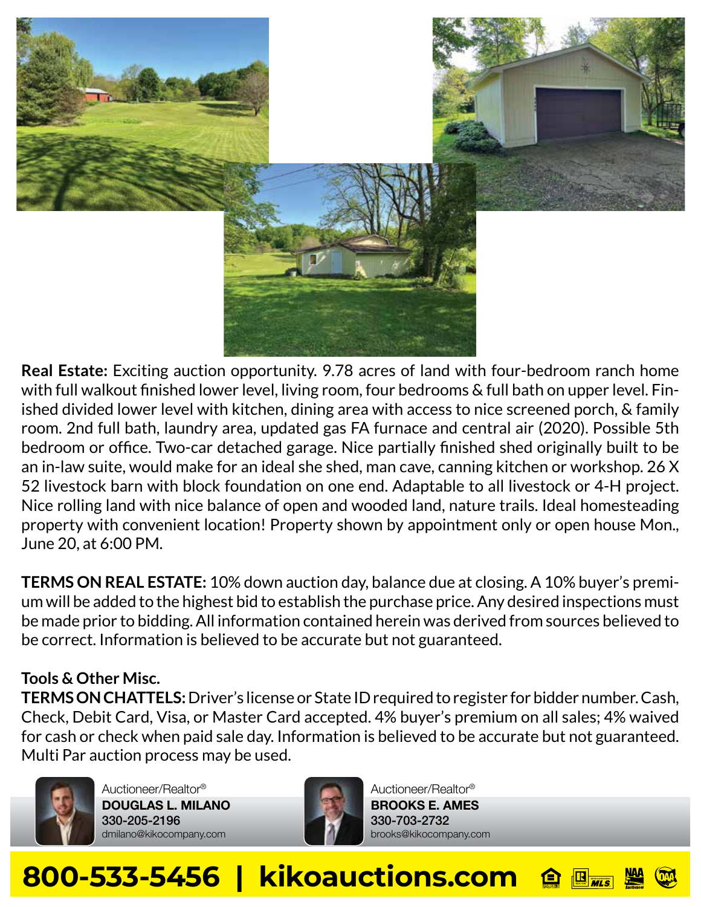**Real Estate:** Exciting auction opportunity. 9.78 acres of land with four-bedroom ranch home with full walkout finished lower level, living room, four bedrooms & full bath on upper level. Finished divided lower level with kitchen, dining area with access to nice screened porch, & family room. 2nd full bath, laundry area, updated gas FA furnace and central air (2020). Possible 5th bedroom or office. Two-car detached garage. Nice partially finished shed originally built to be an in-law suite, would make for an ideal she shed, man cave, canning kitchen or workshop. 26 X 52 livestock barn with block foundation on one end. Adaptable to all livestock or 4-H project. Nice rolling land with nice balance of open and wooded land, nature trails. Ideal homesteading property with convenient location! Property shown by appointment only or open house Mon., June 20, at 6:00 PM.

**TERMS ON REAL ESTATE:** 10% down auction day, balance due at closing. A 10% buyer's premium will be added to the highest bid to establish the purchase price. Any desired inspections must be made prior to bidding. All information contained herein was derived from sources believed to be correct. Information is believed to be accurate but not guaranteed.

**Tools & Other Misc.**

**TERMS ON CHATTELS:** Driver's license or State ID required to register for bidder number. Cash, Check, Debit Card, Visa, or Master Card accepted. 4% buyer's premium on all sales; 4% waived for cash or check when paid sale day. Information is believed to be accurate but not guaranteed. Multi Par auction process may be used.

Auctioneer/Realtor®
**DOUGLAS L. MILANO**
**330-205-2196**
dmilano@kikocompany.com

Auctioneer/Realtor®
**BROOKS E. AMES**
**330-703-2732**
brooks@kikocompany.com

**800-533-5456 | kikoauctions.com**